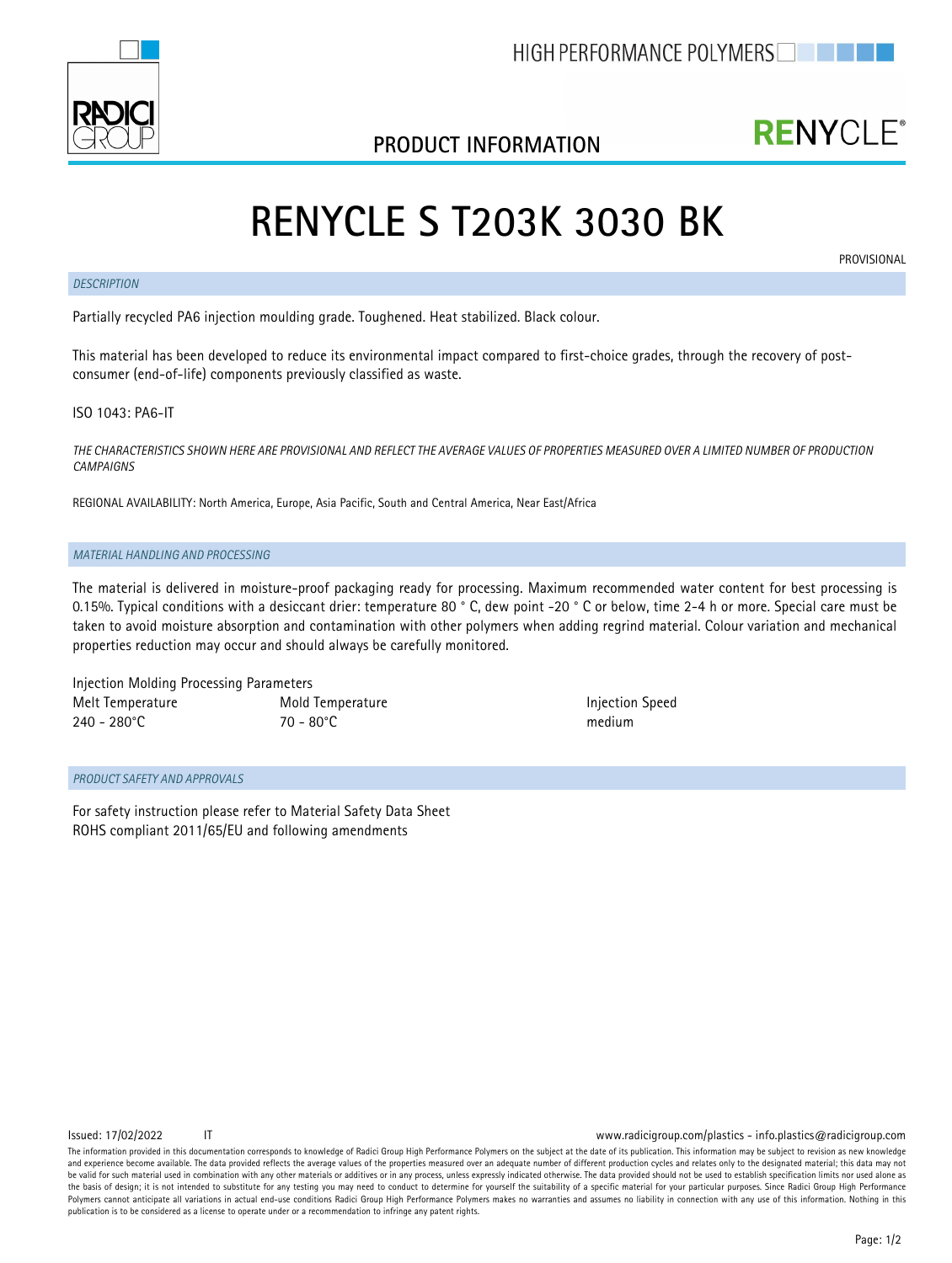HIGH PERFORMANCE POLYMERS

## PRODUCT INFORMATION

RENYCLE®

# RENYCLE S T203K 3030 BK

PROVISIONAL

### *DESCRIPTION*

Partially recycled PA6 injection moulding grade. Toughened. Heat stabilized. Black colour.

This material has been developed to reduce its environmental impact compared to first-choice grades, through the recovery of post-consumer (end-of-life) components previously classified as waste.

ISO 1043: PA6-IT

*THE CHARACTERISTICS SHOWN HERE ARE PROVISIONAL AND REFLECT THE AVERAGE VALUES OF PROPERTIES MEASURED OVER A LIMITED NUMBER OF PRODUCTION CAMPAIGNS*

REGIONAL AVAILABILITY: North America, Europe, Asia Pacific, South and Central America, Near East/Africa

### *MATERIAL HANDLING AND PROCESSING*

The material is delivered in moisture-proof packaging ready for processing. Maximum recommended water content for best processing is 0.15%. Typical conditions with a desiccant drier: temperature 80 ° C, dew point -20 ° C or below, time 2-4 h or more. Special care must be taken to avoid moisture absorption and contamination with other polymers when adding regrind material. Colour variation and mechanical properties reduction may occur and should always be carefully monitored.

Injection Molding Processing Parameters

| Melt Temperature | Mold Temperature | Injection Speed |
|---|---|---|
| 240 - 280°C | 70 - 80°C | medium |

### *PRODUCT SAFETY AND APPROVALS*

For safety instruction please refer to Material Safety Data Sheet
ROHS compliant 2011/65/EU and following amendments

Issued: 17/02/2022 IT

www.radicigroup.com/plastics - info.plastics@radicigroup.com

The information provided in this documentation corresponds to knowledge of Radici Group High Performance Polymers on the subject at the date of its publication. This information may be subject to revision as new knowledge and experience become available. The data provided reflects the average values of the properties measured over an adequate number of different production cycles and relates only to the designated material; this data may not be valid for such material used in combination with any other materials or additives or in any process, unless expressly indicated otherwise. The data provided should not be used to establish specification limits nor used alone as the basis of design; it is not intended to substitute for any testing you may need to conduct to determine for yourself the suitability of a specific material for your particular purposes. Since Radici Group High Performance Polymers cannot anticipate all variations in actual end-use conditions Radici Group High Performance Polymers makes no warranties and assumes no liability in connection with any use of this information. Nothing in this publication is to be considered as a license to operate under or a recommendation to infringe any patent rights.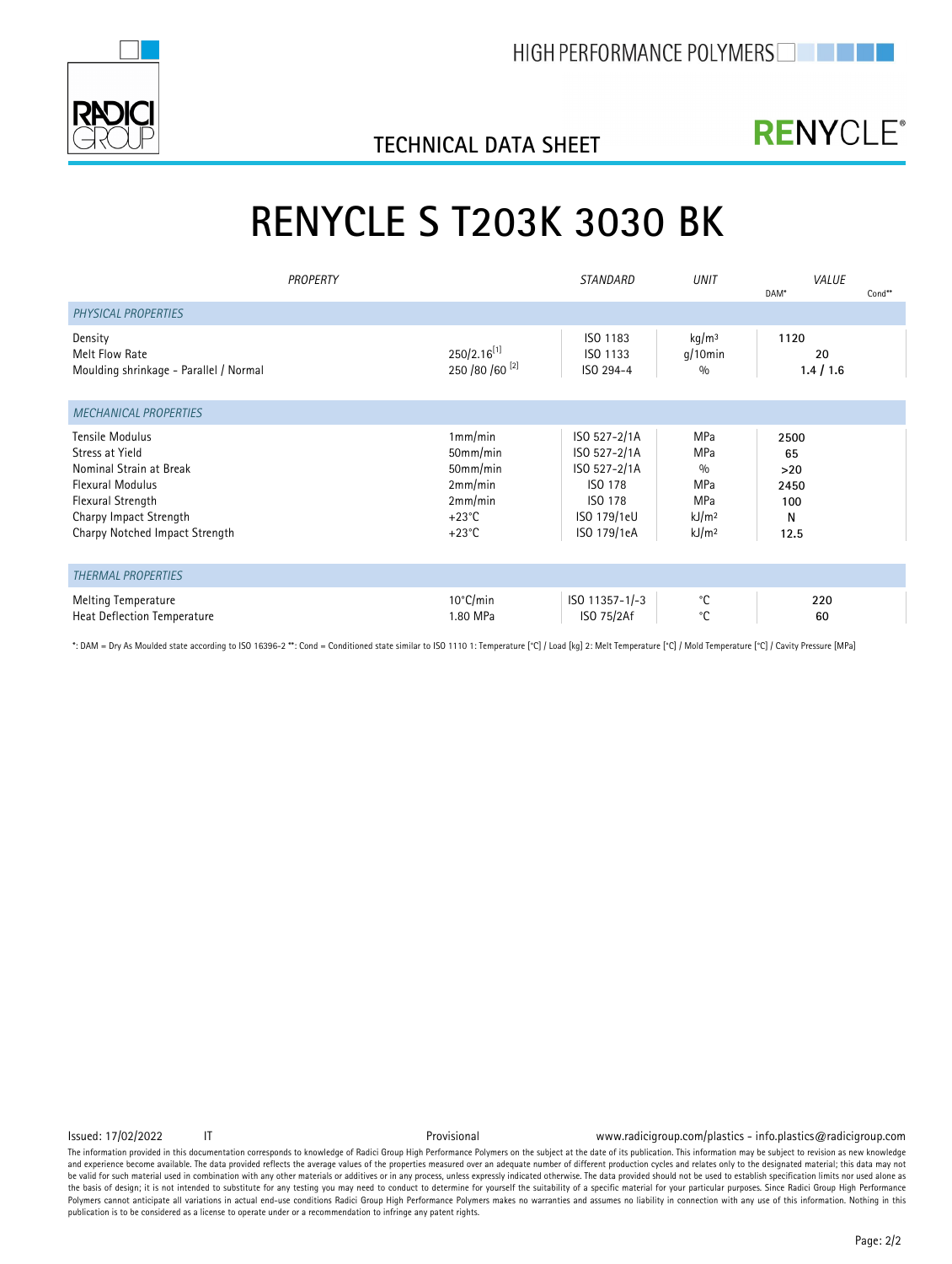HIGH PERFORMANCE POLYMERS

TECHNICAL DATA SHEET

RENYCLE®

# RENYCLE S T203K 3030 BK

| PROPERTY | | STANDARD | UNIT | VALUE DAM* | VALUE Cond** |
|---|---|---|---|---|---|
| *PHYSICAL PROPERTIES* | | | | | |
| Density | | ISO 1183 | kg/m³ | 1120 | |
| Melt Flow Rate | 250/2.16 [1] | ISO 1133 | g/10min | 20 | |
| Moulding shrinkage - Parallel / Normal | 250 /80 /60 [2] | ISO 294-4 | % | 1.4 / 1.6 | |
| *MECHANICAL PROPERTIES* | | | | | |
| Tensile Modulus | 1mm/min | ISO 527-2/1A | MPa | 2500 | |
| Stress at Yield | 50mm/min | ISO 527-2/1A | MPa | 65 | |
| Nominal Strain at Break | 50mm/min | ISO 527-2/1A | % | >20 | |
| Flexural Modulus | 2mm/min | ISO 178 | MPa | 2450 | |
| Flexural Strength | 2mm/min | ISO 178 | MPa | 100 | |
| Charpy Impact Strength | +23°C | ISO 179/1eU | kJ/m² | N | |
| Charpy Notched Impact Strength | +23°C | ISO 179/1eA | kJ/m² | 12.5 | |
| *THERMAL PROPERTIES* | | | | | |
| Melting Temperature | 10°C/min | ISO 11357-1/-3 | °C | 220 | |
| Heat Deflection Temperature | 1.80 MPa | ISO 75/2Af | °C | 60 | |

*: DAM = Dry As Moulded state according to ISO 16396-2 **: Cond = Conditioned state similar to ISO 1110 1: Temperature [°C] / Load [kg] 2: Melt Temperature [°C] / Mold Temperature [°C] / Cavity Pressure [MPa]

Issued: 17/02/2022 IT Provisional www.radicigroup.com/plastics - info.plastics@radicigroup.com

The information provided in this documentation corresponds to knowledge of Radici Group High Performance Polymers on the subject at the date of its publication. This information may be subject to revision as new knowledge and experience become available. The data provided reflects the average values of the properties measured over an adequate number of different production cycles and relates only to the designated material; this data may not be valid for such material used in combination with any other materials or additives or in any process, unless expressly indicated otherwise. The data provided should not be used to establish specification limits nor used alone as the basis of design; it is not intended to substitute for any testing you may need to conduct to determine for yourself the suitability of a specific material for your particular purposes. Since Radici Group High Performance Polymers cannot anticipate all variations in actual end-use conditions Radici Group High Performance Polymers makes no warranties and assumes no liability in connection with any use of this information. Nothing in this publication is to be considered as a license to operate under or a recommendation to infringe any patent rights.